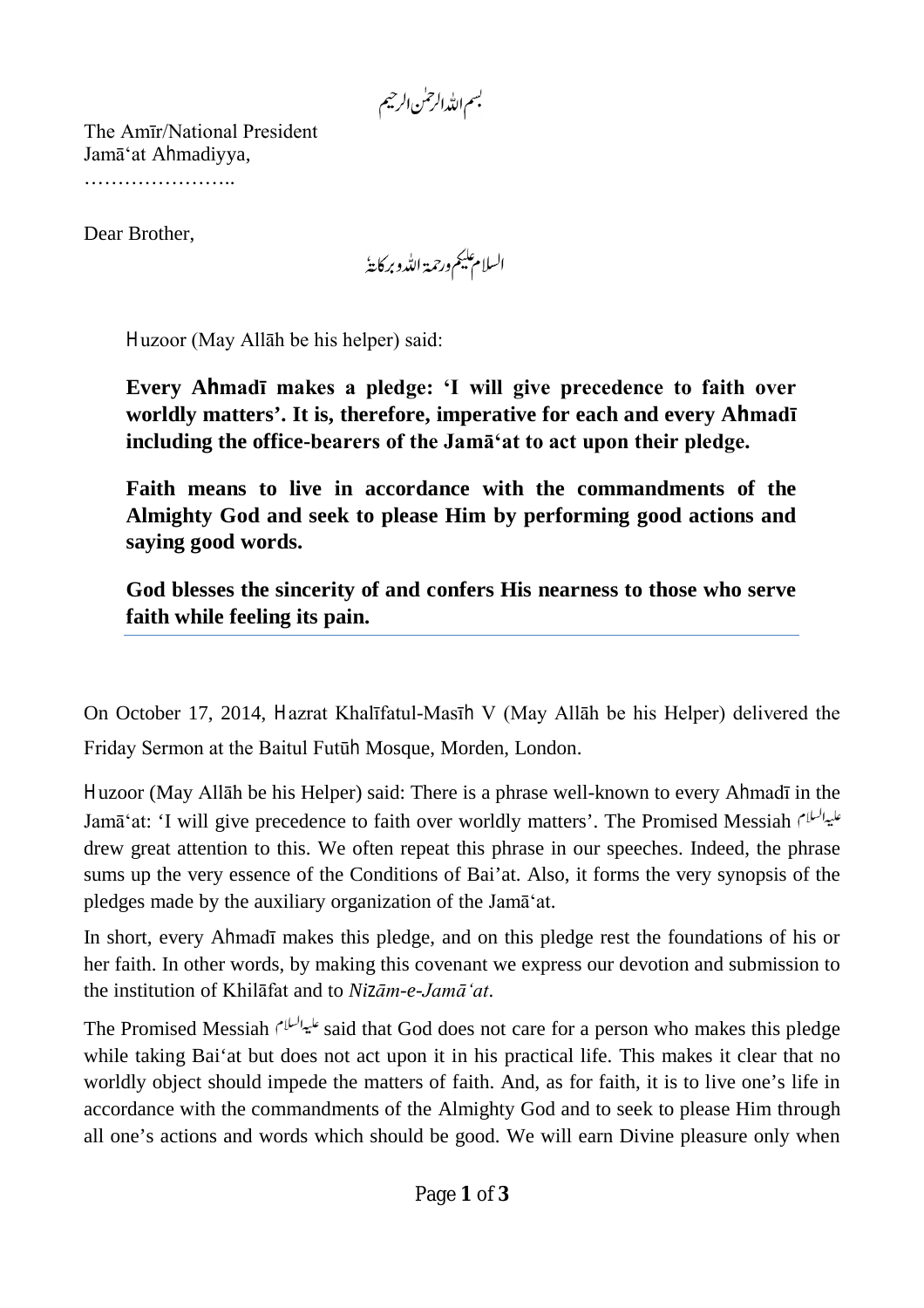بسم اللہ الرحمٰن الرحیم

The Amīr/National President
Jamā'at Aḥmadiyya,
…………………..

Dear Brother,

السلام علیکم ورحمۃ اللہ وبرکاتہٗ

Ḥuzoor (May Allāh be his helper) said:

**Every Aḥmadī makes a pledge: 'I will give precedence to faith over worldly matters'. It is, therefore, imperative for each and every Aḥmadī including the office-bearers of the Jamā'at to act upon their pledge.**

**Faith means to live in accordance with the commandments of the Almighty God and seek to please Him by performing good actions and saying good words.**

**God blesses the sincerity of and confers His nearness to those who serve faith while feeling its pain.**

---

On October 17, 2014, Ḥazrat Khalīfatul-Masīḥ V (May Allāh be his Helper) delivered the Friday Sermon at the Baitul Futūḥ Mosque, Morden, London.

Ḥuzoor (May Allāh be his Helper) said: There is a phrase well-known to every Aḥmadī in the Jamā'at: 'I will give precedence to faith over worldly matters'. The Promised Messiah علیہ السلام drew great attention to this. We often repeat this phrase in our speeches. Indeed, the phrase sums up the very essence of the Conditions of Bai'at. Also, it forms the very synopsis of the pledges made by the auxiliary organization of the Jamā'at.

In short, every Aḥmadī makes this pledge, and on this pledge rest the foundations of his or her faith. In other words, by making this covenant we express our devotion and submission to the institution of Khilāfat and to *Niẓām-e-Jamā'at*.

The Promised Messiah علیہ السلام said that God does not care for a person who makes this pledge while taking Bai'at but does not act upon it in his practical life. This makes it clear that no worldly object should impede the matters of faith. And, as for faith, it is to live one's life in accordance with the commandments of the Almighty God and to seek to please Him through all one's actions and words which should be good. We will earn Divine pleasure only when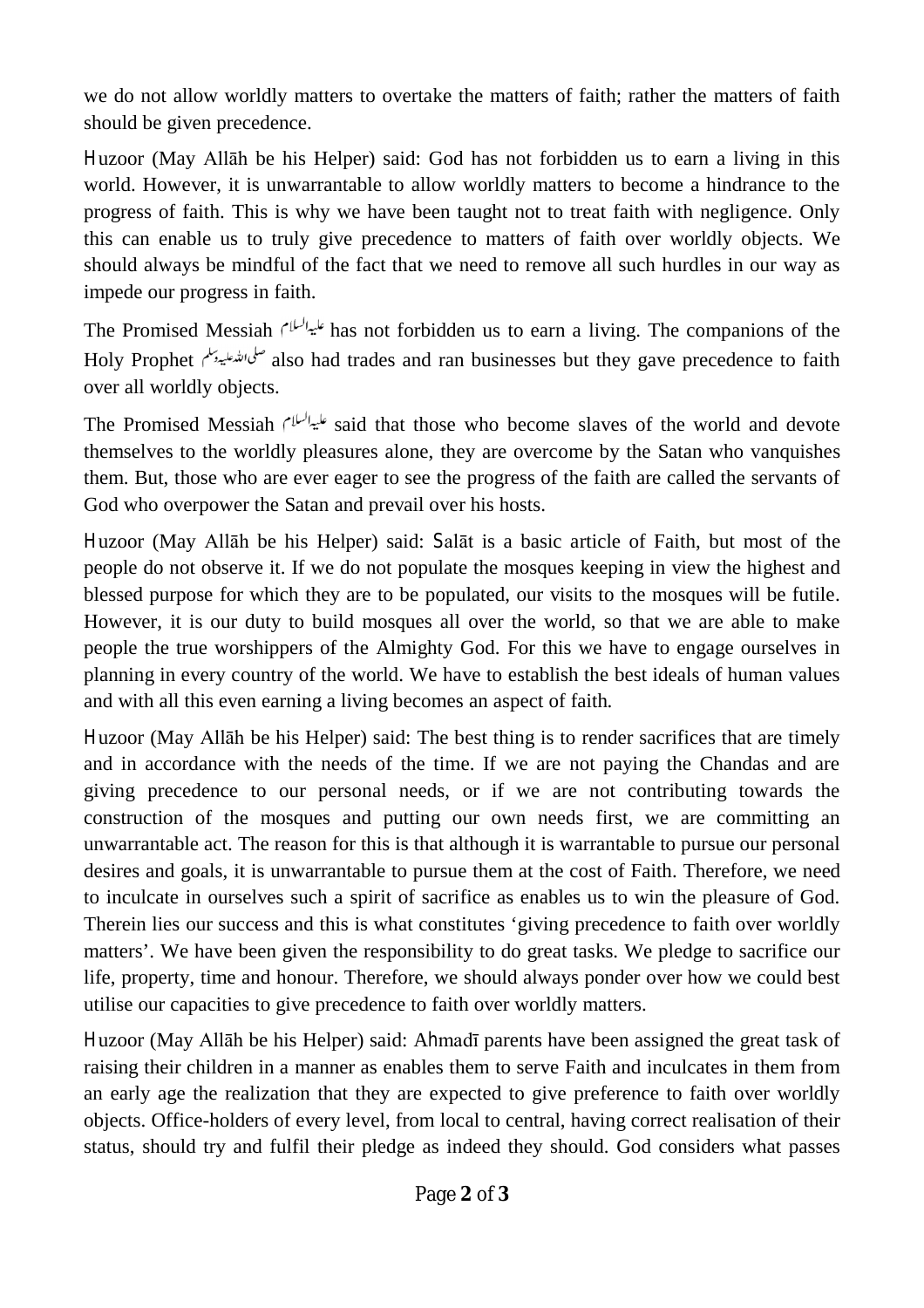we do not allow worldly matters to overtake the matters of faith; rather the matters of faith should be given precedence.

Huzoor (May Allāh be his Helper) said: God has not forbidden us to earn a living in this world. However, it is unwarrantable to allow worldly matters to become a hindrance to the progress of faith. This is why we have been taught not to treat faith with negligence. Only this can enable us to truly give precedence to matters of faith over worldly objects. We should always be mindful of the fact that we need to remove all such hurdles in our way as impede our progress in faith.

The Promised Messiah علیہ السلام has not forbidden us to earn a living. The companions of the Holy Prophet صلی اللہ علیہ وسلم also had trades and ran businesses but they gave precedence to faith over all worldly objects.

The Promised Messiah علیہ السلام said that those who become slaves of the world and devote themselves to the worldly pleasures alone, they are overcome by the Satan who vanquishes them. But, those who are ever eager to see the progress of the faith are called the servants of God who overpower the Satan and prevail over his hosts.

Huzoor (May Allāh be his Helper) said: Salāt is a basic article of Faith, but most of the people do not observe it. If we do not populate the mosques keeping in view the highest and blessed purpose for which they are to be populated, our visits to the mosques will be futile. However, it is our duty to build mosques all over the world, so that we are able to make people the true worshippers of the Almighty God. For this we have to engage ourselves in planning in every country of the world. We have to establish the best ideals of human values and with all this even earning a living becomes an aspect of faith.

Huzoor (May Allāh be his Helper) said: The best thing is to render sacrifices that are timely and in accordance with the needs of the time. If we are not paying the Chandas and are giving precedence to our personal needs, or if we are not contributing towards the construction of the mosques and putting our own needs first, we are committing an unwarrantable act. The reason for this is that although it is warrantable to pursue our personal desires and goals, it is unwarrantable to pursue them at the cost of Faith. Therefore, we need to inculcate in ourselves such a spirit of sacrifice as enables us to win the pleasure of God. Therein lies our success and this is what constitutes 'giving precedence to faith over worldly matters'. We have been given the responsibility to do great tasks. We pledge to sacrifice our life, property, time and honour. Therefore, we should always ponder over how we could best utilise our capacities to give precedence to faith over worldly matters.

Huzoor (May Allāh be his Helper) said: Ahmadī parents have been assigned the great task of raising their children in a manner as enables them to serve Faith and inculcates in them from an early age the realization that they are expected to give preference to faith over worldly objects. Office-holders of every level, from local to central, having correct realisation of their status, should try and fulfil their pledge as indeed they should. God considers what passes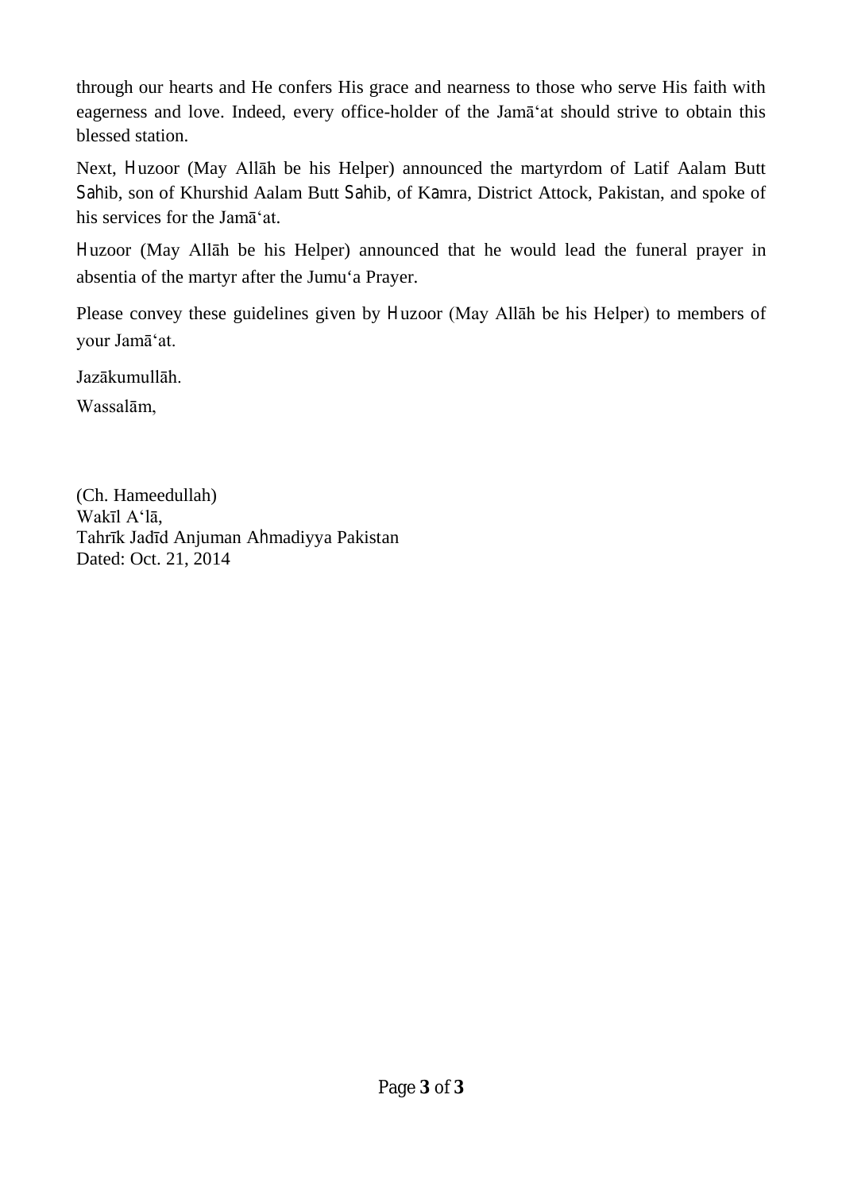through our hearts and He confers His grace and nearness to those who serve His faith with eagerness and love. Indeed, every office-holder of the Jamā'at should strive to obtain this blessed station.

Next, Huzoor (May Allāh be his Helper) announced the martyrdom of Latif Aalam Butt Sahib, son of Khurshid Aalam Butt Sahib, of Kamra, District Attock, Pakistan, and spoke of his services for the Jamā'at.

Huzoor (May Allāh be his Helper) announced that he would lead the funeral prayer in absentia of the martyr after the Jumu'a Prayer.

Please convey these guidelines given by Huzoor (May Allāh be his Helper) to members of your Jamā'at.

Jazākumullāh.

Wassalām,

(Ch. Hameedullah)
Wakīl A'lā,
Tahrīk Jadīd Anjuman Ahmadiyya Pakistan
Dated: Oct. 21, 2014